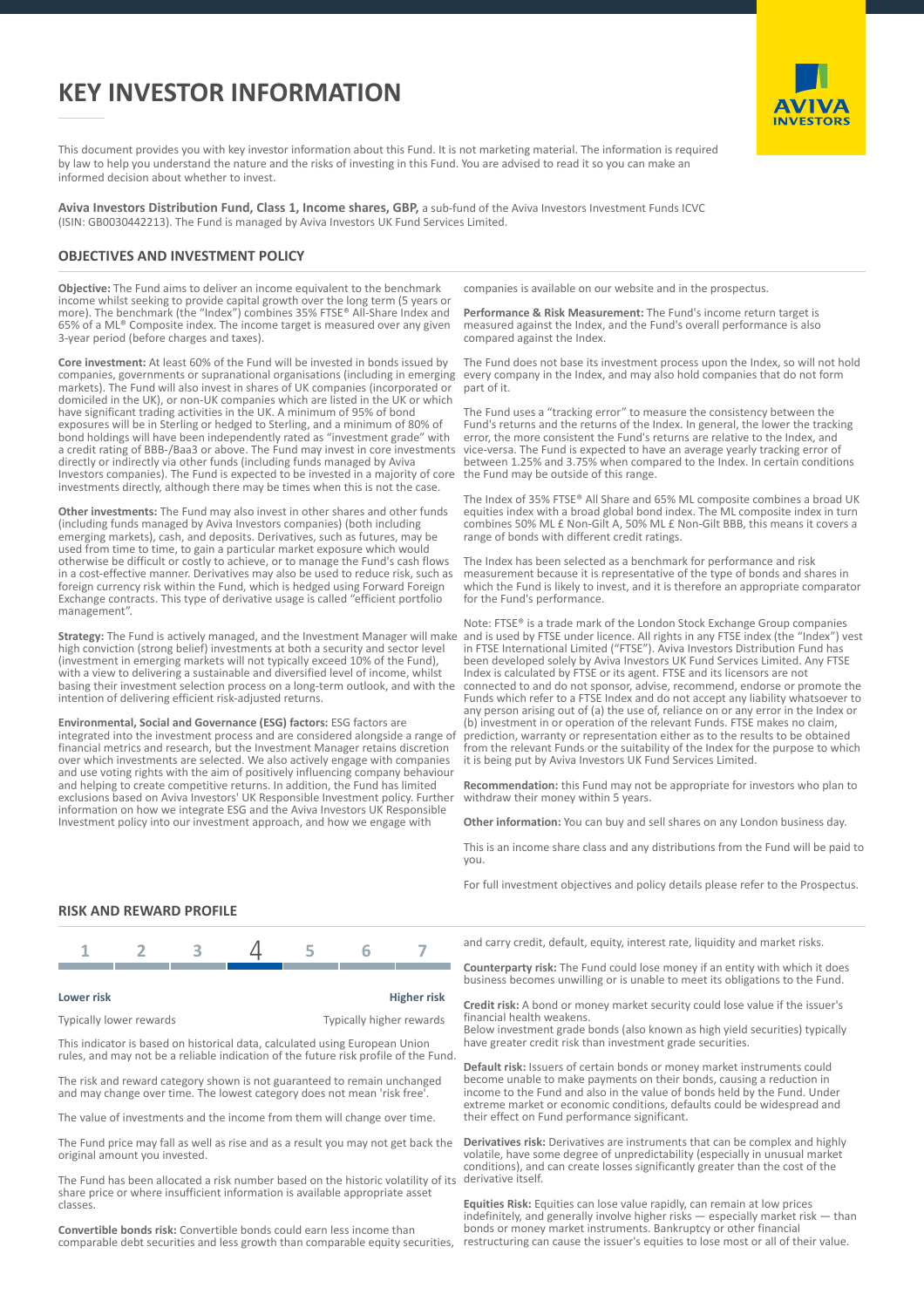# KEY INVESTOR INFORMATION

This document provides you with key investor information about this Fund. It is not marketing material. The information is required by law to help you understand the nature and the risks of investing in this Fund. You are advised to read it so you can make an informed decision about whether to invest.

**Aviva Investors Distribution Fund, Class 1, Income shares, GBP,** a sub-fund of the Aviva Investors Investment Funds ICVC (ISIN: GB0030442213). The Fund is managed by Aviva Investors UK Fund Services Limited.

## OBJECTIVES AND INVESTMENT POLICY

**Objective:** The Fund aims to deliver an income equivalent to the benchmark income whilst seeking to provide capital growth over the long term (5 years or more). The benchmark (the "Index") combines 35% FTSE® All-Share Index and 65% of a ML® Composite index. The income target is measured over any given 3-year period (before charges and taxes).

**Core investment:** At least 60% of the Fund will be invested in bonds issued by companies, governments or supranational organisations (including in emerging markets). The Fund will also invest in shares of UK companies (incorporated or domiciled in the UK), or non-UK companies which are listed in the UK or which have significant trading activities in the UK. A minimum of 95% of bond exposures will be in Sterling or hedged to Sterling, and a minimum of 80% of bond holdings will have been independently rated as "investment grade" with a credit rating of BBB-/Baa3 or above. The Fund may invest in core investments directly or indirectly via other funds (including funds managed by Aviva Investors companies). The Fund is expected to be invested in a majority of core investments directly, although there may be times when this is not the case.

**Other investments:** The Fund may also invest in other shares and other funds (including funds managed by Aviva Investors companies) (both including emerging markets), cash, and deposits. Derivatives, such as futures, may be used from time to time, to gain a particular market exposure which would otherwise be difficult or costly to achieve, or to manage the Fund's cash flows in a cost-effective manner. Derivatives may also be used to reduce risk, such as foreign currency risk within the Fund, which is hedged using Forward Foreign Exchange contracts. This type of derivative usage is called "efficient portfolio management".

**Strategy:** The Fund is actively managed, and the Investment Manager will make high conviction (strong belief) investments at both a security and sector level (investment in emerging markets will not typically exceed 10% of the Fund), with a view to delivering a sustainable and diversified level of income, whilst basing their investment selection process on a long-term outlook, and with the intention of delivering efficient risk-adjusted returns.

**Environmental, Social and Governance (ESG) factors:** ESG factors are integrated into the investment process and are considered alongside a range of financial metrics and research, but the Investment Manager retains discretion over which investments are selected. We also actively engage with companies and use voting rights with the aim of positively influencing company behaviour and helping to create competitive returns. In addition, the Fund has limited exclusions based on Aviva Investors' UK Responsible Investment policy. Further information on how we integrate ESG and the Aviva Investors UK Responsible Investment policy into our investment approach, and how we engage with companies is available on our website and in the prospectus.

**Performance & Risk Measurement:** The Fund's income return target is measured against the Index, and the Fund's overall performance is also compared against the Index.

The Fund does not base its investment process upon the Index, so will not hold every company in the Index, and may also hold companies that do not form part of it.

The Fund uses a "tracking error" to measure the consistency between the Fund's returns and the returns of the Index. In general, the lower the tracking error, the more consistent the Fund's returns are relative to the Index, and vice-versa. The Fund is expected to have an average yearly tracking error of between 1.25% and 3.75% when compared to the Index. In certain conditions the Fund may be outside of this range.

The Index of 35% FTSE® All Share and 65% ML composite combines a broad UK equities index with a broad global bond index. The ML composite index in turn combines 50% ML £ Non-Gilt A, 50% ML £ Non-Gilt BBB, this means it covers a range of bonds with different credit ratings.

The Index has been selected as a benchmark for performance and risk measurement because it is representative of the type of bonds and shares in which the Fund is likely to invest, and it is therefore an appropriate comparator for the Fund's performance.

Note: FTSE® is a trade mark of the London Stock Exchange Group companies and is used by FTSE under licence. All rights in any FTSE index (the "Index") vest in FTSE International Limited ("FTSE"). Aviva Investors Distribution Fund has been developed solely by Aviva Investors UK Fund Services Limited. Any FTSE Index is calculated by FTSE or its agent. FTSE and its licensors are not connected to and do not sponsor, advise, recommend, endorse or promote the Funds which refer to a FTSE Index and do not accept any liability whatsoever to any person arising out of (a) the use of, reliance on or any error in the Index or (b) investment in or operation of the relevant Funds. FTSE makes no claim, prediction, warranty or representation either as to the results to be obtained from the relevant Funds or the suitability of the Index for the purpose to which it is being put by Aviva Investors UK Fund Services Limited.

**Recommendation:** this Fund may not be appropriate for investors who plan to withdraw their money within 5 years.

**Other information:** You can buy and sell shares on any London business day.

This is an income share class and any distributions from the Fund will be paid to you.

For full investment objectives and policy details please refer to the Prospectus.

## RISK AND REWARD PROFILE

| 1 | 2 | 3 | **4** | 5 | 6 | 7 |
|---|---|---|---|---|---|---|

**Lower risk** — **Higher risk**

Typically lower rewards — Typically higher rewards

This indicator is based on historical data, calculated using European Union rules, and may not be a reliable indication of the future risk profile of the Fund.

The risk and reward category shown is not guaranteed to remain unchanged and may change over time. The lowest category does not mean 'risk free'.

The value of investments and the income from them will change over time.

The Fund price may fall as well as rise and as a result you may not get back the original amount you invested.

The Fund has been allocated a risk number based on the historic volatility of its share price or where insufficient information is available appropriate asset classes.

**Convertible bonds risk:** Convertible bonds could earn less income than comparable debt securities, less growth than comparable equity securities, and carry credit, default, equity, interest rate, liquidity and market risks.

**Counterparty risk:** The Fund could lose money if an entity with which it does business becomes unwilling or is unable to meet its obligations to the Fund.

**Credit risk:** A bond or money market security could lose value if the issuer's financial health weakens.
Below investment grade bonds (also known as high yield securities) typically have greater credit risk than investment grade securities.

**Default risk:** Issuers of certain bonds or money market instruments could become unable to make payments on their bonds, causing a reduction in income to the Fund and also in the value of bonds held by the Fund. Under extreme market or economic conditions, defaults could be widespread and their effect on Fund performance significant.

**Derivatives risk:** Derivatives are instruments that can be complex and highly volatile, have some degree of unpredictability (especially in unusual market conditions), and can create losses significantly greater than the cost of the derivative itself.

**Equities Risk:** Equities can lose value rapidly, can remain at low prices indefinitely, and generally involve higher risks — especially market risk — than bonds or money market instruments. Bankruptcy or other financial restructuring can cause the issuer's equities to lose most or all of their value.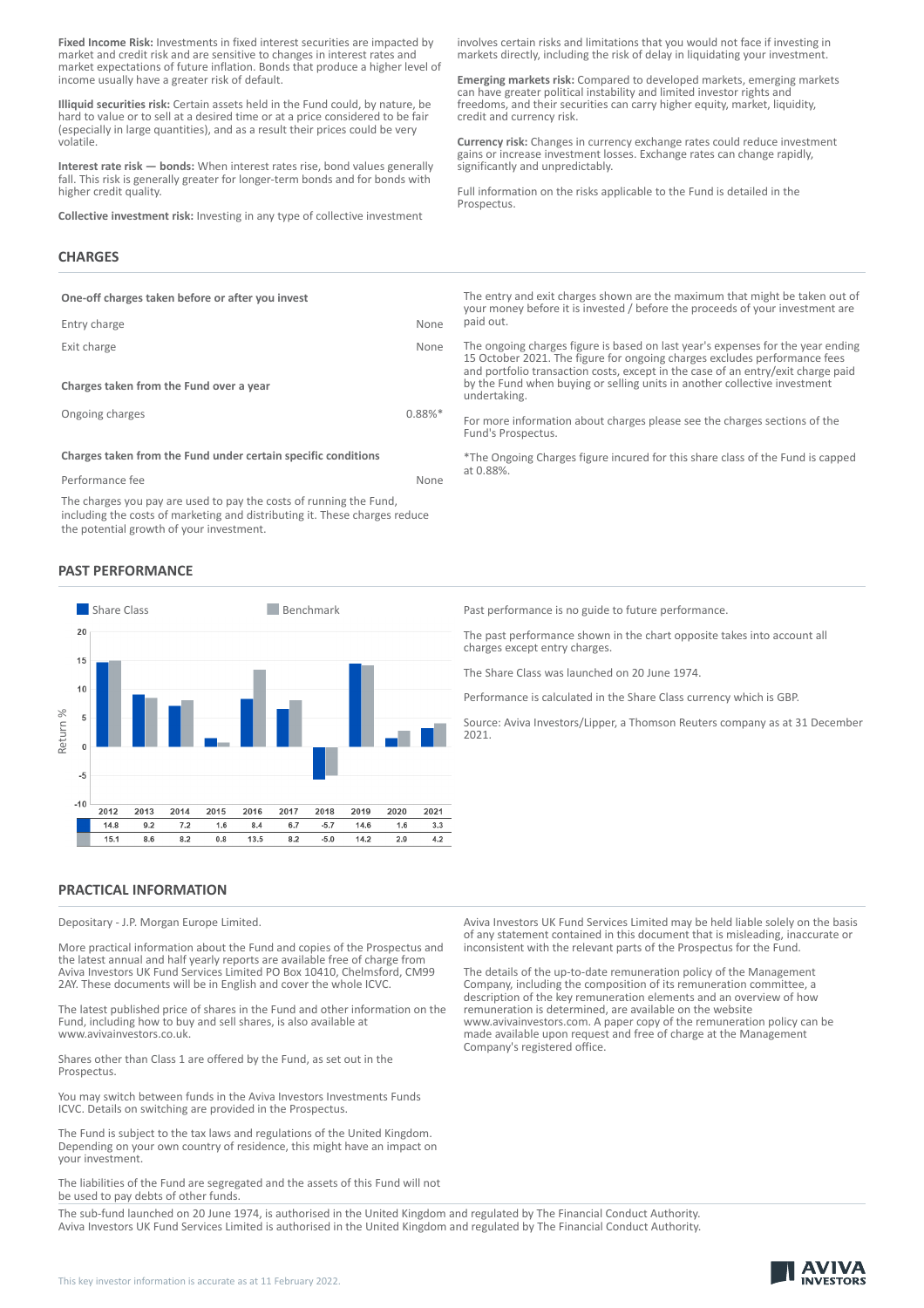**Fixed Income Risk:** Investments in fixed interest securities are impacted by market and credit risk and are sensitive to changes in interest rates and market expectations of future inflation. Bonds that produce a higher level of income usually have a greater risk of default.

**Illiquid securities risk:** Certain assets held in the Fund could, by nature, be hard to value or to sell at a desired time or at a price considered to be fair (especially in large quantities), and as a result their prices could be very volatile.

**Interest rate risk — bonds:** When interest rates rise, bond values generally fall. This risk is generally greater for longer-term bonds and for bonds with higher credit quality.

**Collective investment risk:** Investing in any type of collective investment involves certain risks and limitations that you would not face if investing in markets directly, including the risk of delay in liquidating your investment.

**Emerging markets risk:** Compared to developed markets, emerging markets can have greater political instability and limited investor rights and freedoms, and their securities can carry higher equity, market, liquidity, credit and currency risk.

**Currency risk:** Changes in currency exchange rates could reduce investment gains or increase investment losses. Exchange rates can change rapidly, significantly and unpredictably.

Full information on the risks applicable to the Fund is detailed in the Prospectus.

## CHARGES

| | |
|---|---|
| **One-off charges taken before or after you invest** | |
| Entry charge | None |
| Exit charge | None |
| **Charges taken from the Fund over a year** | |
| Ongoing charges | 0.88%* |
| **Charges taken from the Fund under certain specific conditions** | |
| Performance fee | None |

The charges you pay are used to pay the costs of running the Fund, including the costs of marketing and distributing it. These charges reduce the potential growth of your investment.

The entry and exit charges shown are the maximum that might be taken out of your money before it is invested / before the proceeds of your investment are paid out.

The ongoing charges figure is based on last year's expenses for the year ending 15 October 2021. The figure for ongoing charges excludes performance fees and portfolio transaction costs, except in the case of an entry/exit charge paid by the Fund when buying or selling units in another collective investment undertaking.

For more information about charges please see the charges sections of the Fund's Prospectus.

*The Ongoing Charges figure incured for this share class of the Fund is capped at 0.88%.

## PAST PERFORMANCE

Share Class
Benchmark

Return %

20
15
10
5
0
-5
-10

| | 2012 | 2013 | 2014 | 2015 | 2016 | 2017 | 2018 | 2019 | 2020 | 2021 |
|---|---|---|---|---|---|---|---|---|---|---|
| Share Class | 14.8 | 9.2 | 7.2 | 1.6 | 8.4 | 6.7 | -5.7 | 14.6 | 1.6 | 3.3 |
| Benchmark | 15.1 | 8.6 | 8.2 | 0.8 | 13.5 | 8.2 | -5.0 | 14.2 | 2.9 | 4.2 |

Past performance is no guide to future performance.

The past performance shown in the chart opposite takes into account all charges except entry charges.

The Share Class was launched on 20 June 1974.

Performance is calculated in the Share Class currency which is GBP.

Source: Aviva Investors/Lipper, a Thomson Reuters company as at 31 December 2021.

## PRACTICAL INFORMATION

Depositary - J.P. Morgan Europe Limited.

More practical information about the Fund and copies of the Prospectus and the latest annual and half yearly reports are available free of charge from Aviva Investors UK Fund Services Limited PO Box 10410, Chelmsford, CM99 2AY. These documents will be in English and cover the whole ICVC.

The latest published price of shares in the Fund and other information on the Fund, including how to buy and sell shares, is also available at www.avivainvestors.co.uk.

Shares other than Class 1 are offered by the Fund, as set out in the Prospectus.

You may switch between funds in the Aviva Investors Investments Funds ICVC. Details on switching are provided in the Prospectus.

The Fund is subject to the tax laws and regulations of the United Kingdom. Depending on your own country of residence, this might have an impact on your investment.

The liabilities of the Fund are segregated and the assets of this Fund will not be used to pay debts of other funds.

Aviva Investors UK Fund Services Limited may be held liable solely on the basis of any statement contained in this document that is misleading, inaccurate or inconsistent with the relevant parts of the Prospectus for the Fund.

The details of the up-to-date remuneration policy of the Management Company, including the composition of its remuneration committee, a description of the key remuneration elements and an overview of how remuneration is determined, are available on the website www.avivainvestors.com. A paper copy of the remuneration policy can be made available upon request and free of charge at the Management Company's registered office.

The sub-fund launched on 20 June 1974, is authorised in the United Kingdom and regulated by The Financial Conduct Authority.
Aviva Investors UK Fund Services Limited is authorised in the United Kingdom and regulated by The Financial Conduct Authority.

This key investor information is accurate as at 11 February 2022.